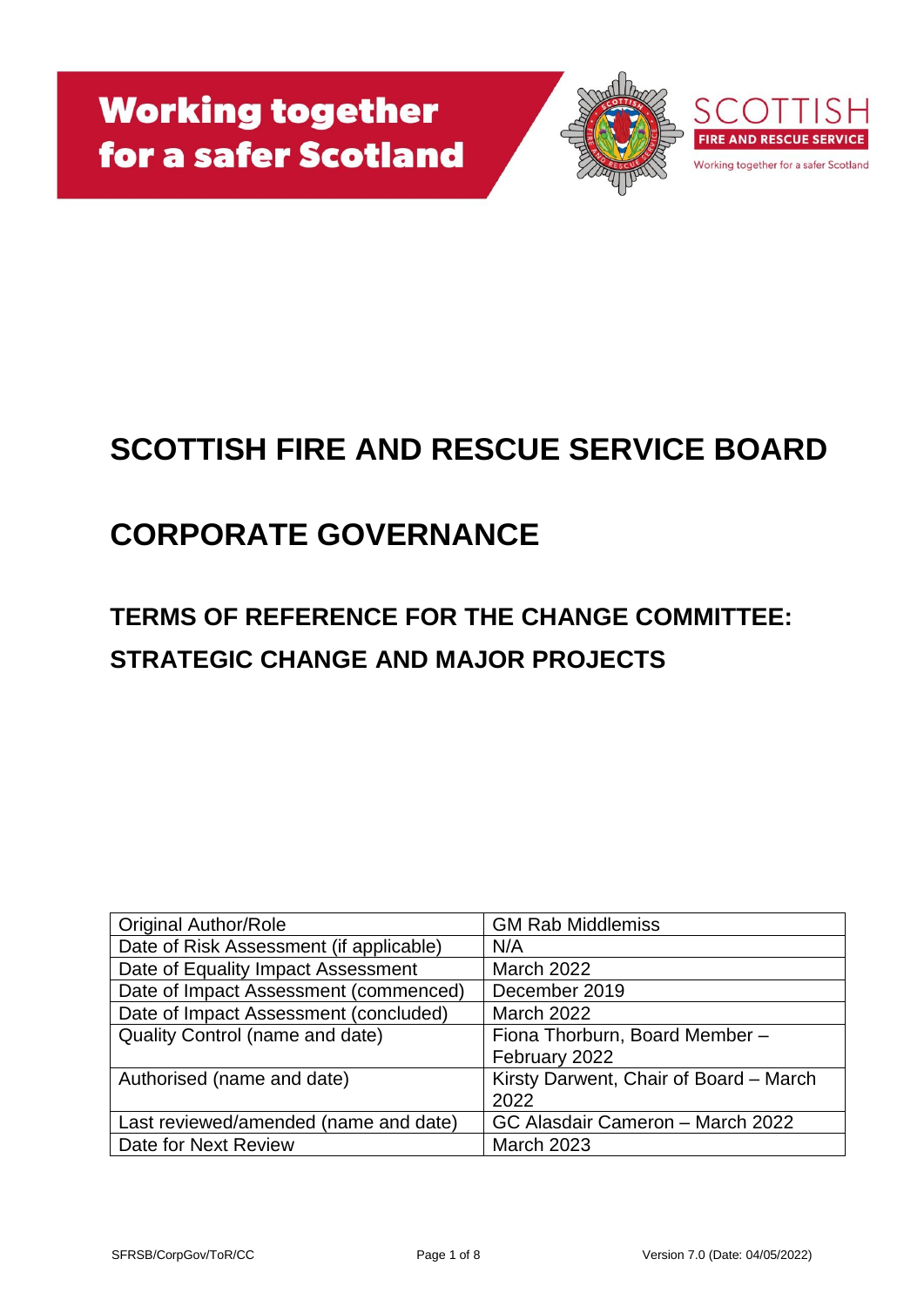# SCOTTISH FIRE AND RESCUE SERVICE BOARD

# CORPORATE GOVERNANCE

## TERMS OF REFERENCE FOR THE CHANGE COMMITTEE: STRATEGIC CHANGE AND MAJOR PROJECTS

| Original Author/Role | GM Rab Middlemiss |
|---|---|
| Date of Risk Assessment (if applicable) | N/A |
| Date of Equality Impact Assessment | March 2022 |
| Date of Impact Assessment (commenced) | December 2019 |
| Date of Impact Assessment (concluded) | March 2022 |
| Quality Control (name and date) | Fiona Thorburn, Board Member – February 2022 |
| Authorised (name and date) | Kirsty Darwent, Chair of Board – March 2022 |
| Last reviewed/amended (name and date) | GC Alasdair Cameron – March 2022 |
| Date for Next Review | March 2023 |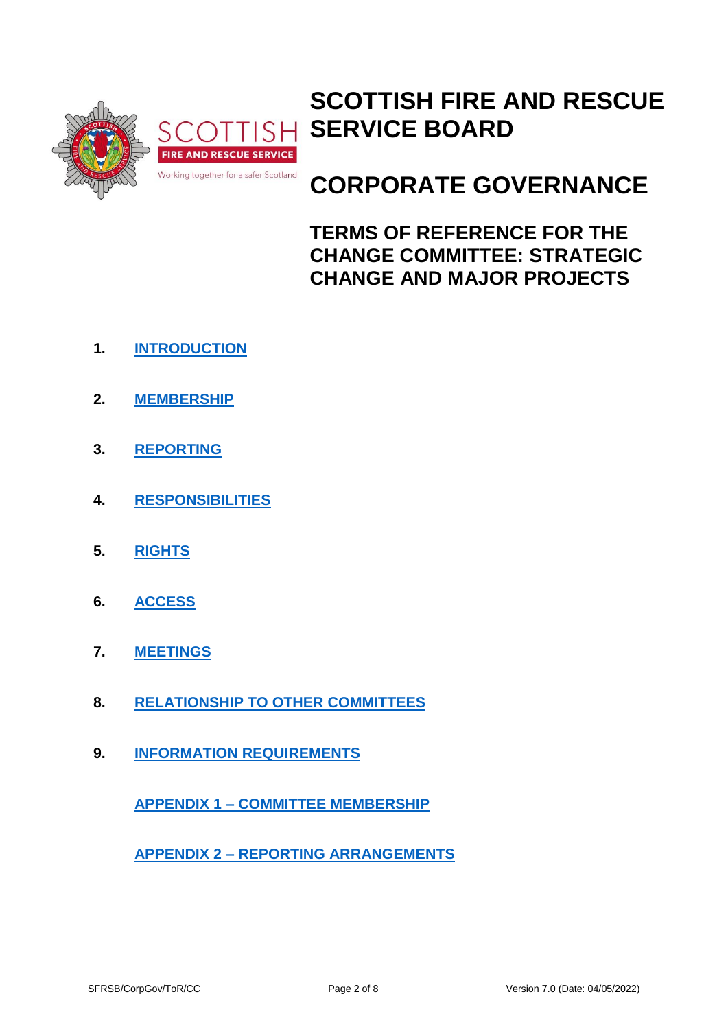# SCOTTISH FIRE AND RESCUE SERVICE BOARD

# CORPORATE GOVERNANCE

## TERMS OF REFERENCE FOR THE CHANGE COMMITTEE: STRATEGIC CHANGE AND MAJOR PROJECTS

1. **INTRODUCTION**
2. **MEMBERSHIP**
3. **REPORTING**
4. **RESPONSIBILITIES**
5. **RIGHTS**
6. **ACCESS**
7. **MEETINGS**
8. **RELATIONSHIP TO OTHER COMMITTEES**
9. **INFORMATION REQUIREMENTS**

**APPENDIX 1 – COMMITTEE MEMBERSHIP**

**APPENDIX 2 – REPORTING ARRANGEMENTS**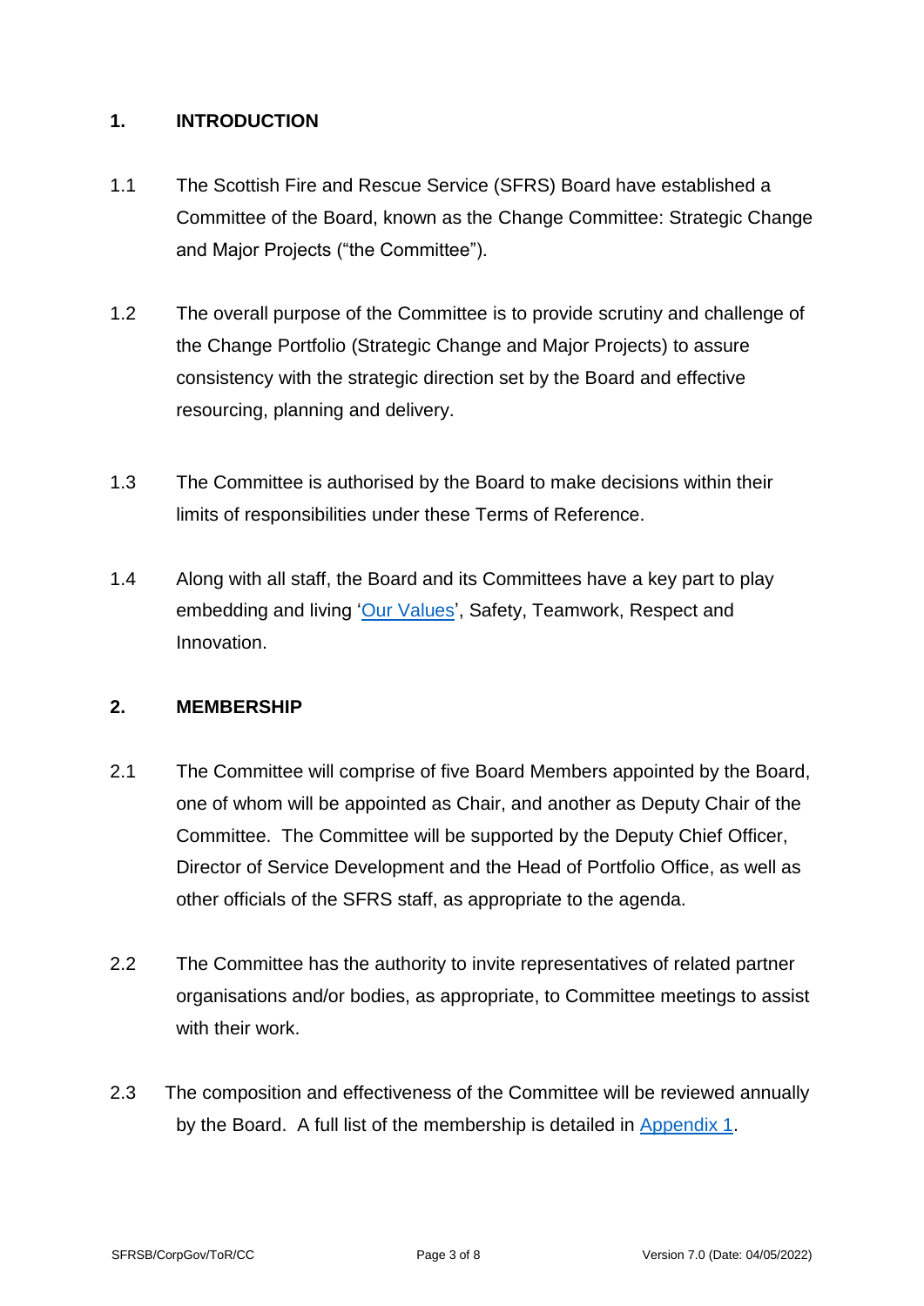## 1. INTRODUCTION

1.1 The Scottish Fire and Rescue Service (SFRS) Board have established a Committee of the Board, known as the Change Committee: Strategic Change and Major Projects ("the Committee").

1.2 The overall purpose of the Committee is to provide scrutiny and challenge of the Change Portfolio (Strategic Change and Major Projects) to assure consistency with the strategic direction set by the Board and effective resourcing, planning and delivery.

1.3 The Committee is authorised by the Board to make decisions within their limits of responsibilities under these Terms of Reference.

1.4 Along with all staff, the Board and its Committees have a key part to play embedding and living 'Our Values', Safety, Teamwork, Respect and Innovation.

## 2. MEMBERSHIP

2.1 The Committee will comprise of five Board Members appointed by the Board, one of whom will be appointed as Chair, and another as Deputy Chair of the Committee. The Committee will be supported by the Deputy Chief Officer, Director of Service Development and the Head of Portfolio Office, as well as other officials of the SFRS staff, as appropriate to the agenda.

2.2 The Committee has the authority to invite representatives of related partner organisations and/or bodies, as appropriate, to Committee meetings to assist with their work.

2.3 The composition and effectiveness of the Committee will be reviewed annually by the Board. A full list of the membership is detailed in Appendix 1.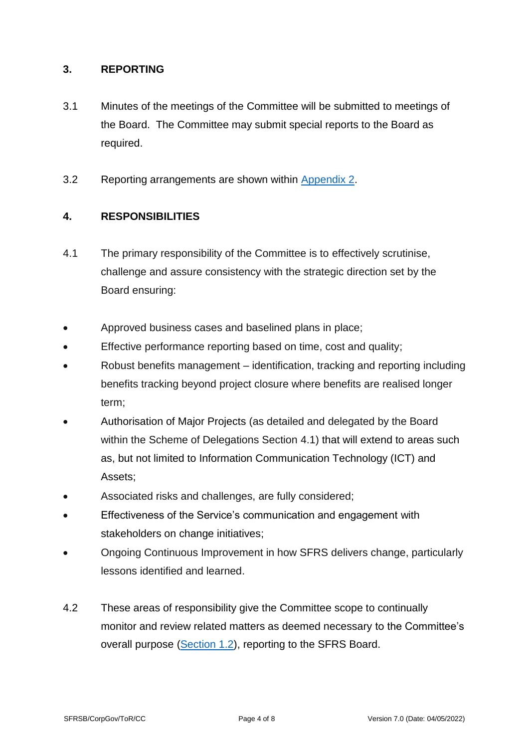## 3. REPORTING

3.1 Minutes of the meetings of the Committee will be submitted to meetings of the Board. The Committee may submit special reports to the Board as required.

3.2 Reporting arrangements are shown within Appendix 2.

## 4. RESPONSIBILITIES

4.1 The primary responsibility of the Committee is to effectively scrutinise, challenge and assure consistency with the strategic direction set by the Board ensuring:

- Approved business cases and baselined plans in place;
- Effective performance reporting based on time, cost and quality;
- Robust benefits management – identification, tracking and reporting including benefits tracking beyond project closure where benefits are realised longer term;
- Authorisation of Major Projects (as detailed and delegated by the Board within the Scheme of Delegations Section 4.1) that will extend to areas such as, but not limited to Information Communication Technology (ICT) and Assets;
- Associated risks and challenges, are fully considered;
- Effectiveness of the Service's communication and engagement with stakeholders on change initiatives;
- Ongoing Continuous Improvement in how SFRS delivers change, particularly lessons identified and learned.

4.2 These areas of responsibility give the Committee scope to continually monitor and review related matters as deemed necessary to the Committee's overall purpose (Section 1.2), reporting to the SFRS Board.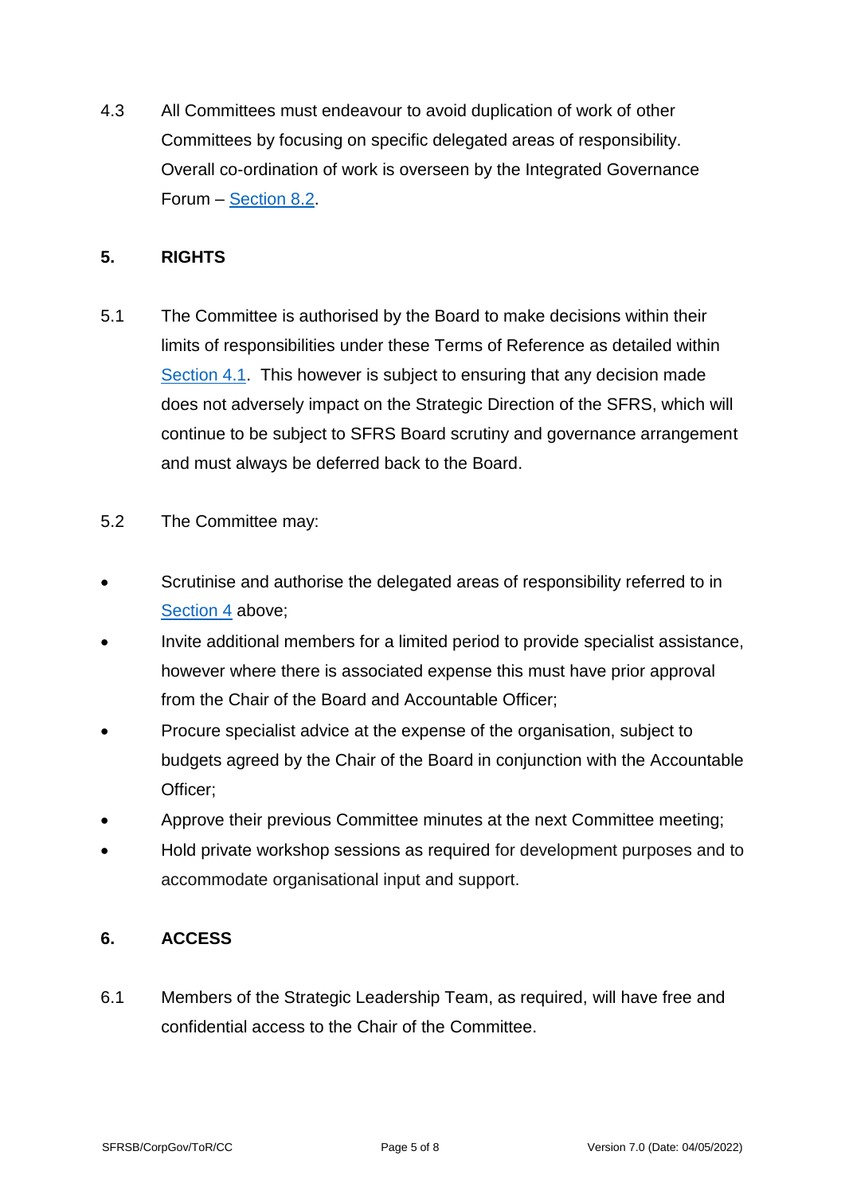4.3 All Committees must endeavour to avoid duplication of work of other Committees by focusing on specific delegated areas of responsibility. Overall co-ordination of work is overseen by the Integrated Governance Forum – Section 8.2.

## 5. RIGHTS

5.1 The Committee is authorised by the Board to make decisions within their limits of responsibilities under these Terms of Reference as detailed within Section 4.1. This however is subject to ensuring that any decision made does not adversely impact on the Strategic Direction of the SFRS, which will continue to be subject to SFRS Board scrutiny and governance arrangement and must always be deferred back to the Board.

5.2 The Committee may:

- Scrutinise and authorise the delegated areas of responsibility referred to in Section 4 above;
- Invite additional members for a limited period to provide specialist assistance, however where there is associated expense this must have prior approval from the Chair of the Board and Accountable Officer;
- Procure specialist advice at the expense of the organisation, subject to budgets agreed by the Chair of the Board in conjunction with the Accountable Officer;
- Approve their previous Committee minutes at the next Committee meeting;
- Hold private workshop sessions as required for development purposes and to accommodate organisational input and support.

## 6. ACCESS

6.1 Members of the Strategic Leadership Team, as required, will have free and confidential access to the Chair of the Committee.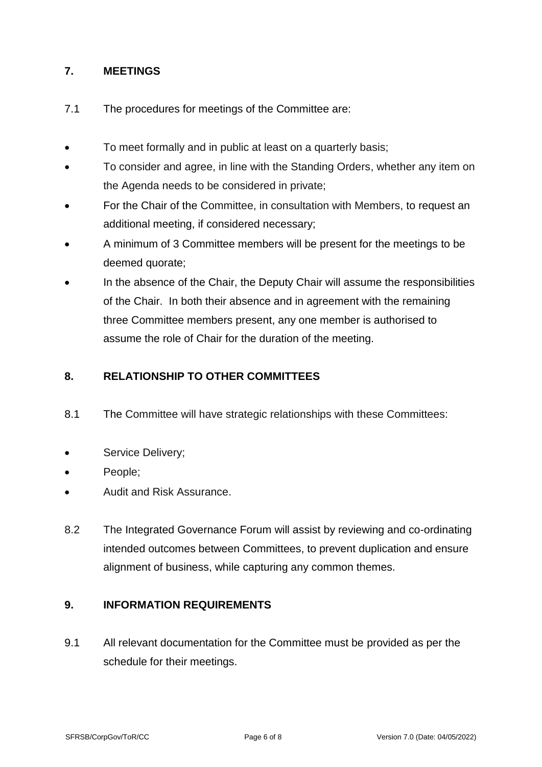## 7. MEETINGS

7.1 The procedures for meetings of the Committee are:

- To meet formally and in public at least on a quarterly basis;
- To consider and agree, in line with the Standing Orders, whether any item on the Agenda needs to be considered in private;
- For the Chair of the Committee, in consultation with Members, to request an additional meeting, if considered necessary;
- A minimum of 3 Committee members will be present for the meetings to be deemed quorate;
- In the absence of the Chair, the Deputy Chair will assume the responsibilities of the Chair. In both their absence and in agreement with the remaining three Committee members present, any one member is authorised to assume the role of Chair for the duration of the meeting.

## 8. RELATIONSHIP TO OTHER COMMITTEES

8.1 The Committee will have strategic relationships with these Committees:

- Service Delivery;
- People;
- Audit and Risk Assurance.

8.2 The Integrated Governance Forum will assist by reviewing and co-ordinating intended outcomes between Committees, to prevent duplication and ensure alignment of business, while capturing any common themes.

## 9. INFORMATION REQUIREMENTS

9.1 All relevant documentation for the Committee must be provided as per the schedule for their meetings.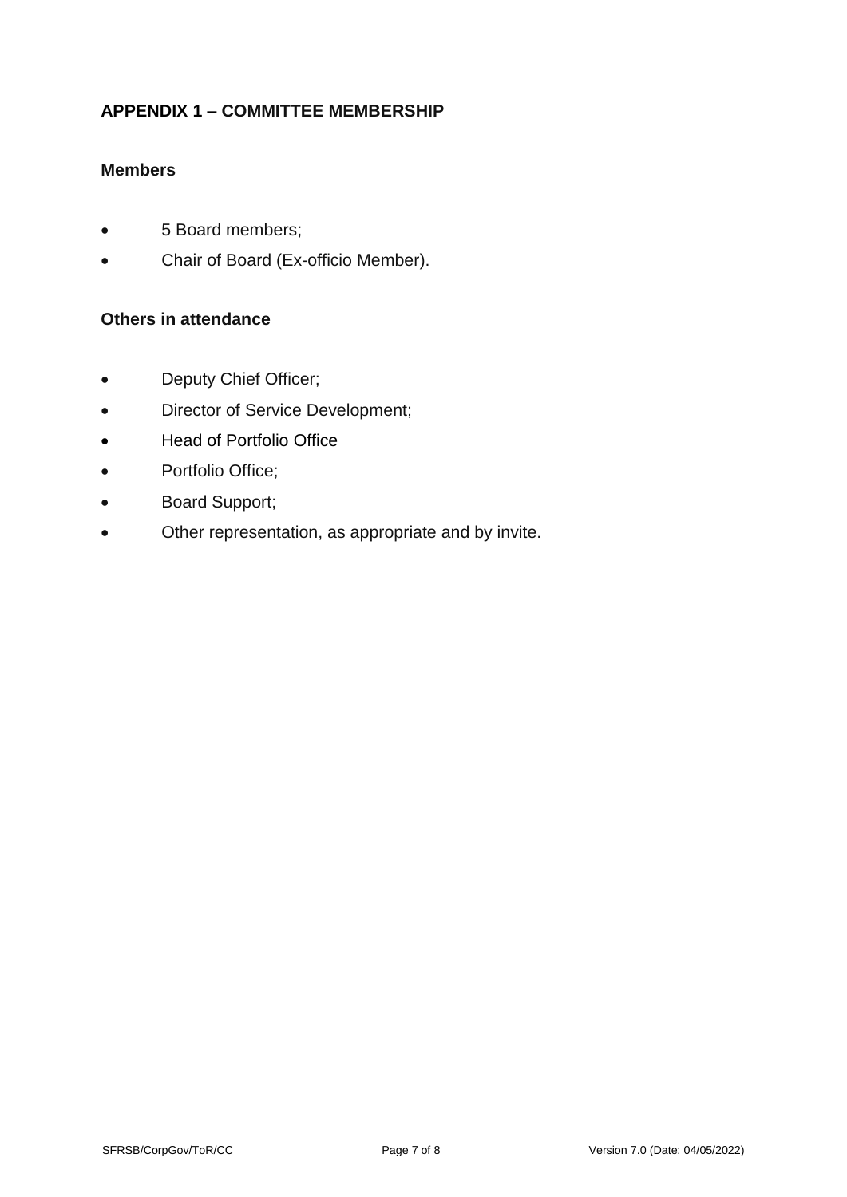## APPENDIX 1 – COMMITTEE MEMBERSHIP

### Members

- 5 Board members;
- Chair of Board (Ex-officio Member).

### Others in attendance

- Deputy Chief Officer;
- Director of Service Development;
- Head of Portfolio Office
- Portfolio Office;
- Board Support;
- Other representation, as appropriate and by invite.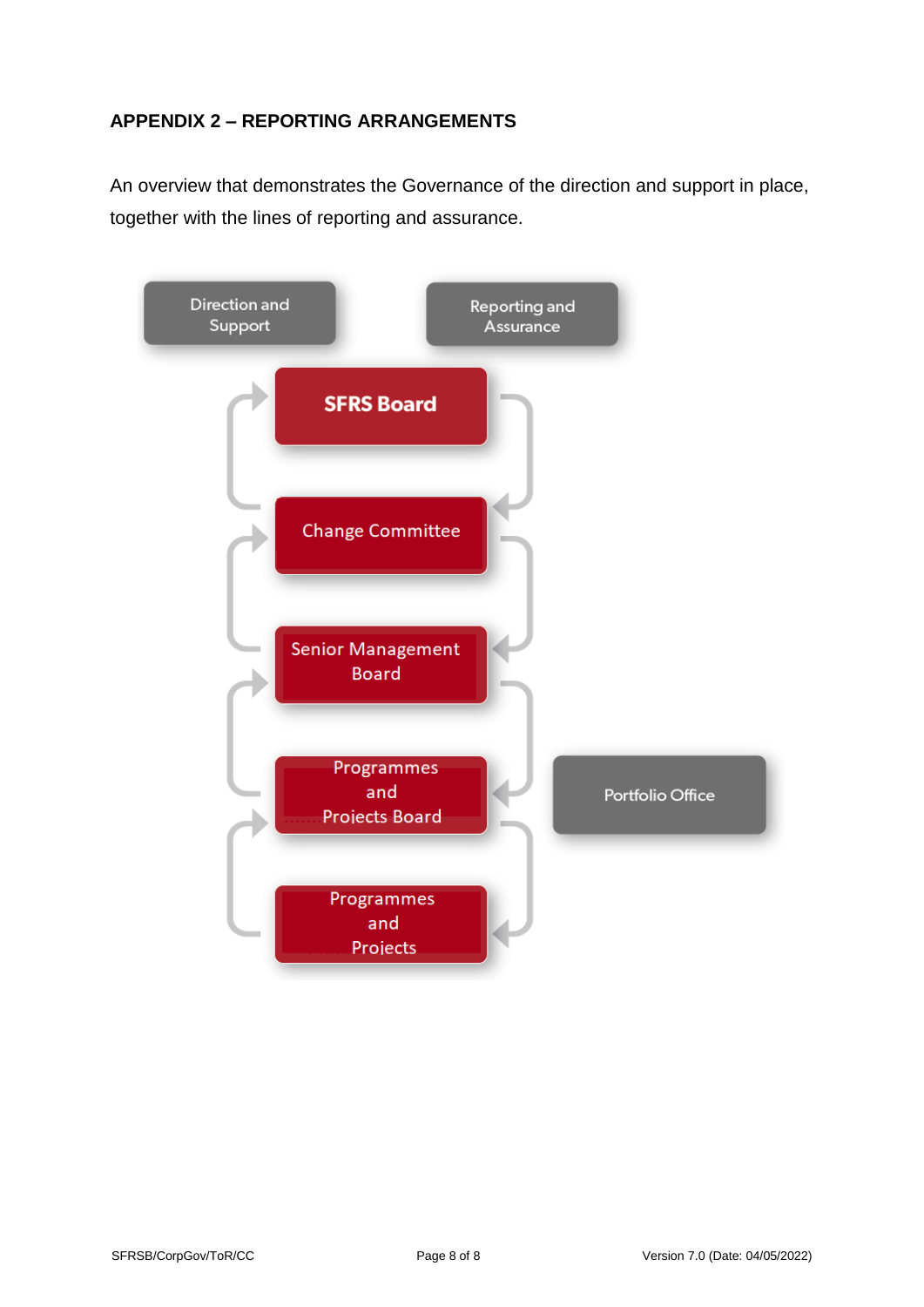## APPENDIX 2 – REPORTING ARRANGEMENTS

An overview that demonstrates the Governance of the direction and support in place, together with the lines of reporting and assurance.

Direction and Support

Reporting and Assurance

SFRS Board

Change Committee

Senior Management Board

Programmes and Projects Board

Portfolio Office

Programmes and Projects